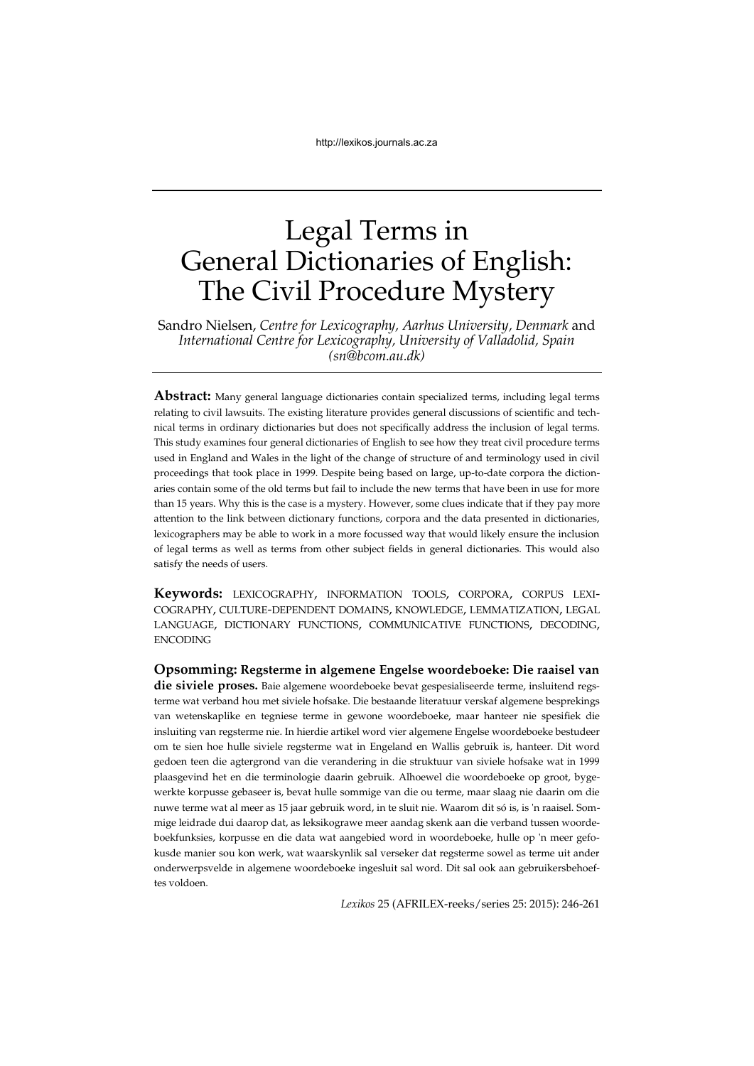# Legal Terms in General Dictionaries of English: The Civil Procedure Mystery

Sandro Nielsen, *Centre for Lexicography, Aarhus University, Denmark* and *International Centre for Lexicography, University of Valladolid, Spain (sn@bcom.au.dk)*

**Abstract:** Many general language dictionaries contain specialized terms, including legal terms relating to civil lawsuits. The existing literature provides general discussions of scientific and technical terms in ordinary dictionaries but does not specifically address the inclusion of legal terms. This study examines four general dictionaries of English to see how they treat civil procedure terms used in England and Wales in the light of the change of structure of and terminology used in civil proceedings that took place in 1999. Despite being based on large, up-to-date corpora the dictionaries contain some of the old terms but fail to include the new terms that have been in use for more than 15 years. Why this is the case is a mystery. However, some clues indicate that if they pay more attention to the link between dictionary functions, corpora and the data presented in dictionaries, lexicographers may be able to work in a more focussed way that would likely ensure the inclusion of legal terms as well as terms from other subject fields in general dictionaries. This would also satisfy the needs of users.

**Keywords:** LEXICOGRAPHY, INFORMATION TOOLS, CORPORA, CORPUS LEXICOGRAPHY, CULTURE-DEPENDENT DOMAINS, KNOWLEDGE, LEMMATIZATION, LEGAL LANGUAGE, DICTIONARY FUNCTIONS, COMMUNICATIVE FUNCTIONS, DECODING, ENCODING

**Opsomming: Regsterme in algemene Engelse woordeboeke: Die raaisel van die siviele proses.** Baie algemene woordeboeke bevat gespesialiseerde terme, insluitend regsterme wat verband hou met siviele hofsake. Die bestaande literatuur verskaf algemene besprekings van wetenskaplike en tegniese terme in gewone woordeboeke, maar hanteer nie spesifiek die insluiting van regsterme nie. In hierdie artikel word vier algemene Engelse woordeboeke bestudeer om te sien hoe hulle siviele regsterme wat in Engeland en Wallis gebruik is, hanteer. Dit word gedoen teen die agtergrond van die verandering in die struktuur van siviele hofsake wat in 1999 plaasgevind het en die terminologie daarin gebruik. Alhoewel die woordeboeke op groot, bygewerkte korpusse gebaseer is, bevat hulle sommige van die ou terme, maar slaag nie daarin om die nuwe terme wat al meer as 15 jaar gebruik word, in te sluit nie. Waarom dit só is, is 'n raaisel. Sommige leidrade dui daarop dat, as leksikograwe meer aandag skenk aan die verband tussen woordeboekfunksies, korpusse en die data wat aangebied word in woordeboeke, hulle op 'n meer gefokusde manier sou kon werk, wat waarskynlik sal verseker dat regsterme sowel as terme uit ander onderwerpsvelde in algemene woordeboeke ingesluit sal word. Dit sal ook aan gebruikersbehoeftes voldoen.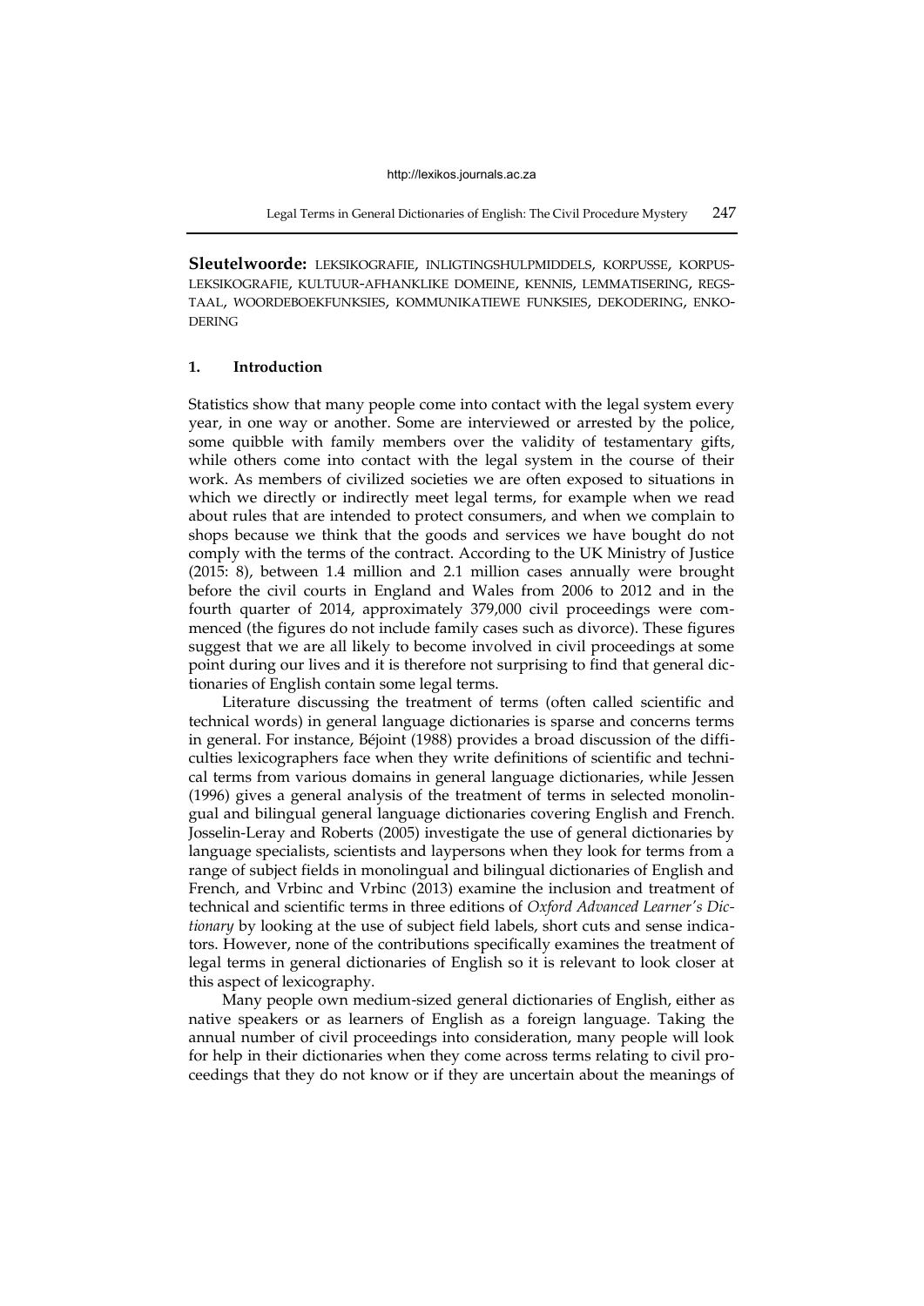**Sleutelwoorde:** LEKSIKOGRAFIE, INLIGTINGSHULPMIDDELS, KORPUSSE, KORPUS-LEKSIKOGRAFIE, KULTUUR-AFHANKLIKE DOMEINE, KENNIS, LEMMATISERING, REGS-TAAL, WOORDEBOEKFUNKSIES, KOMMUNIKATIEWE FUNKSIES, DEKODERING, ENKODERING

## 1. Introduction

Statistics show that many people come into contact with the legal system every year, in one way or another. Some are interviewed or arrested by the police, some quibble with family members over the validity of testamentary gifts, while others come into contact with the legal system in the course of their work. As members of civilized societies we are often exposed to situations in which we directly or indirectly meet legal terms, for example when we read about rules that are intended to protect consumers, and when we complain to shops because we think that the goods and services we have bought do not comply with the terms of the contract. According to the UK Ministry of Justice (2015: 8), between 1.4 million and 2.1 million cases annually were brought before the civil courts in England and Wales from 2006 to 2012 and in the fourth quarter of 2014, approximately 379,000 civil proceedings were commenced (the figures do not include family cases such as divorce). These figures suggest that we are all likely to become involved in civil proceedings at some point during our lives and it is therefore not surprising to find that general dictionaries of English contain some legal terms.

Literature discussing the treatment of terms (often called scientific and technical words) in general language dictionaries is sparse and concerns terms in general. For instance, Béjoint (1988) provides a broad discussion of the difficulties lexicographers face when they write definitions of scientific and technical terms from various domains in general language dictionaries, while Jessen (1996) gives a general analysis of the treatment of terms in selected monolingual and bilingual general language dictionaries covering English and French. Josselin-Leray and Roberts (2005) investigate the use of general dictionaries by language specialists, scientists and laypersons when they look for terms from a range of subject fields in monolingual and bilingual dictionaries of English and French, and Vrbinc and Vrbinc (2013) examine the inclusion and treatment of technical and scientific terms in three editions of *Oxford Advanced Learner's Dictionary* by looking at the use of subject field labels, short cuts and sense indicators. However, none of the contributions specifically examines the treatment of legal terms in general dictionaries of English so it is relevant to look closer at this aspect of lexicography.

Many people own medium-sized general dictionaries of English, either as native speakers or as learners of English as a foreign language. Taking the annual number of civil proceedings into consideration, many people will look for help in their dictionaries when they come across terms relating to civil proceedings that they do not know or if they are uncertain about the meanings of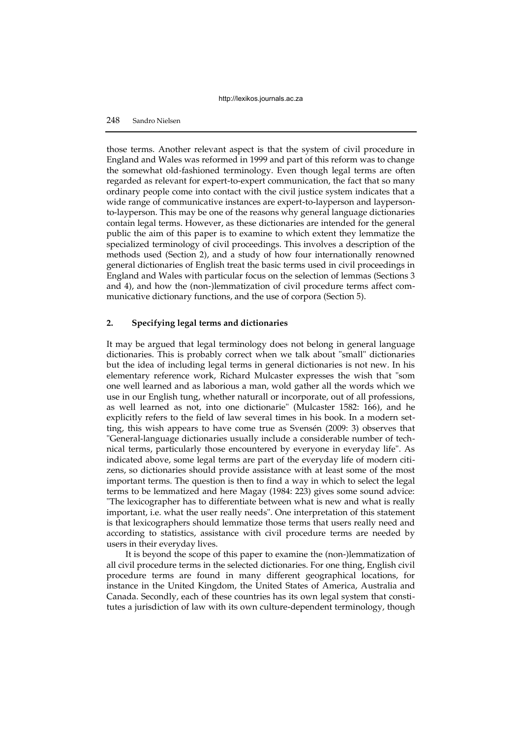those terms. Another relevant aspect is that the system of civil procedure in England and Wales was reformed in 1999 and part of this reform was to change the somewhat old-fashioned terminology. Even though legal terms are often regarded as relevant for expert-to-expert communication, the fact that so many ordinary people come into contact with the civil justice system indicates that a wide range of communicative instances are expert-to-layperson and layperson-to-layperson. This may be one of the reasons why general language dictionaries contain legal terms. However, as these dictionaries are intended for the general public the aim of this paper is to examine to which extent they lemmatize the specialized terminology of civil proceedings. This involves a description of the methods used (Section 2), and a study of how four internationally renowned general dictionaries of English treat the basic terms used in civil proceedings in England and Wales with particular focus on the selection of lemmas (Sections 3 and 4), and how the (non-)lemmatization of civil procedure terms affect communicative dictionary functions, and the use of corpora (Section 5).

## 2. Specifying legal terms and dictionaries

It may be argued that legal terminology does not belong in general language dictionaries. This is probably correct when we talk about "small" dictionaries but the idea of including legal terms in general dictionaries is not new. In his elementary reference work, Richard Mulcaster expresses the wish that "som one well learned and as laborious a man, wold gather all the words which we use in our English tung, whether naturall or incorporate, out of all professions, as well learned as not, into one dictionarie" (Mulcaster 1582: 166), and he explicitly refers to the field of law several times in his book. In a modern setting, this wish appears to have come true as Svensén (2009: 3) observes that "General-language dictionaries usually include a considerable number of technical terms, particularly those encountered by everyone in everyday life". As indicated above, some legal terms are part of the everyday life of modern citizens, so dictionaries should provide assistance with at least some of the most important terms. The question is then to find a way in which to select the legal terms to be lemmatized and here Magay (1984: 223) gives some sound advice: "The lexicographer has to differentiate between what is new and what is really important, i.e. what the user really needs". One interpretation of this statement is that lexicographers should lemmatize those terms that users really need and according to statistics, assistance with civil procedure terms are needed by users in their everyday lives.

It is beyond the scope of this paper to examine the (non-)lemmatization of all civil procedure terms in the selected dictionaries. For one thing, English civil procedure terms are found in many different geographical locations, for instance in the United Kingdom, the United States of America, Australia and Canada. Secondly, each of these countries has its own legal system that constitutes a jurisdiction of law with its own culture-dependent terminology, though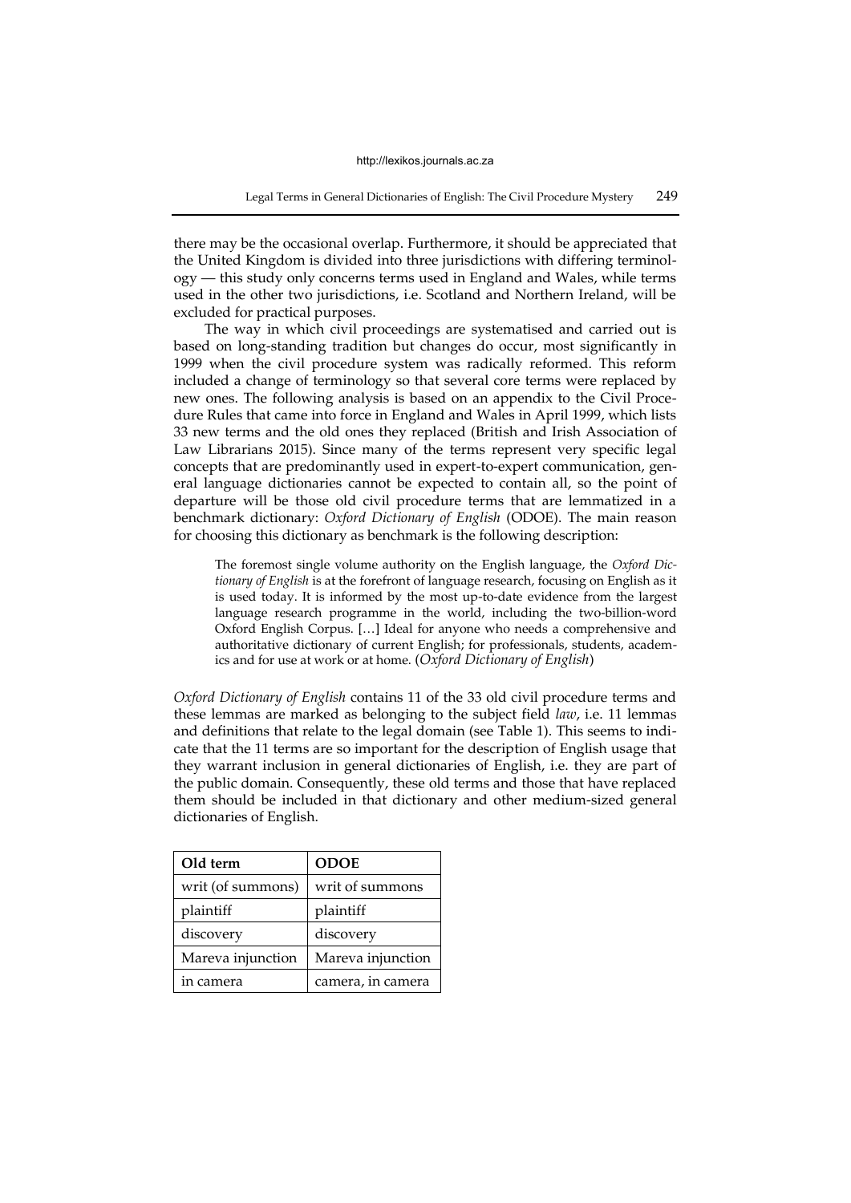there may be the occasional overlap. Furthermore, it should be appreciated that the United Kingdom is divided into three jurisdictions with differing terminology — this study only concerns terms used in England and Wales, while terms used in the other two jurisdictions, i.e. Scotland and Northern Ireland, will be excluded for practical purposes.

The way in which civil proceedings are systematised and carried out is based on long-standing tradition but changes do occur, most significantly in 1999 when the civil procedure system was radically reformed. This reform included a change of terminology so that several core terms were replaced by new ones. The following analysis is based on an appendix to the Civil Procedure Rules that came into force in England and Wales in April 1999, which lists 33 new terms and the old ones they replaced (British and Irish Association of Law Librarians 2015). Since many of the terms represent very specific legal concepts that are predominantly used in expert-to-expert communication, general language dictionaries cannot be expected to contain all, so the point of departure will be those old civil procedure terms that are lemmatized in a benchmark dictionary: *Oxford Dictionary of English* (ODOE). The main reason for choosing this dictionary as benchmark is the following description:

> The foremost single volume authority on the English language, the *Oxford Dictionary of English* is at the forefront of language research, focusing on English as it is used today. It is informed by the most up-to-date evidence from the largest language research programme in the world, including the two-billion-word Oxford English Corpus. […] Ideal for anyone who needs a comprehensive and authoritative dictionary of current English; for professionals, students, academics and for use at work or at home. (*Oxford Dictionary of English*)

*Oxford Dictionary of English* contains 11 of the 33 old civil procedure terms and these lemmas are marked as belonging to the subject field *law*, i.e. 11 lemmas and definitions that relate to the legal domain (see Table 1). This seems to indicate that the 11 terms are so important for the description of English usage that they warrant inclusion in general dictionaries of English, i.e. they are part of the public domain. Consequently, these old terms and those that have replaced them should be included in that dictionary and other medium-sized general dictionaries of English.

| Old term | ODOE |
|---|---|
| writ (of summons) | writ of summons |
| plaintiff | plaintiff |
| discovery | discovery |
| Mareva injunction | Mareva injunction |
| in camera | camera, in camera |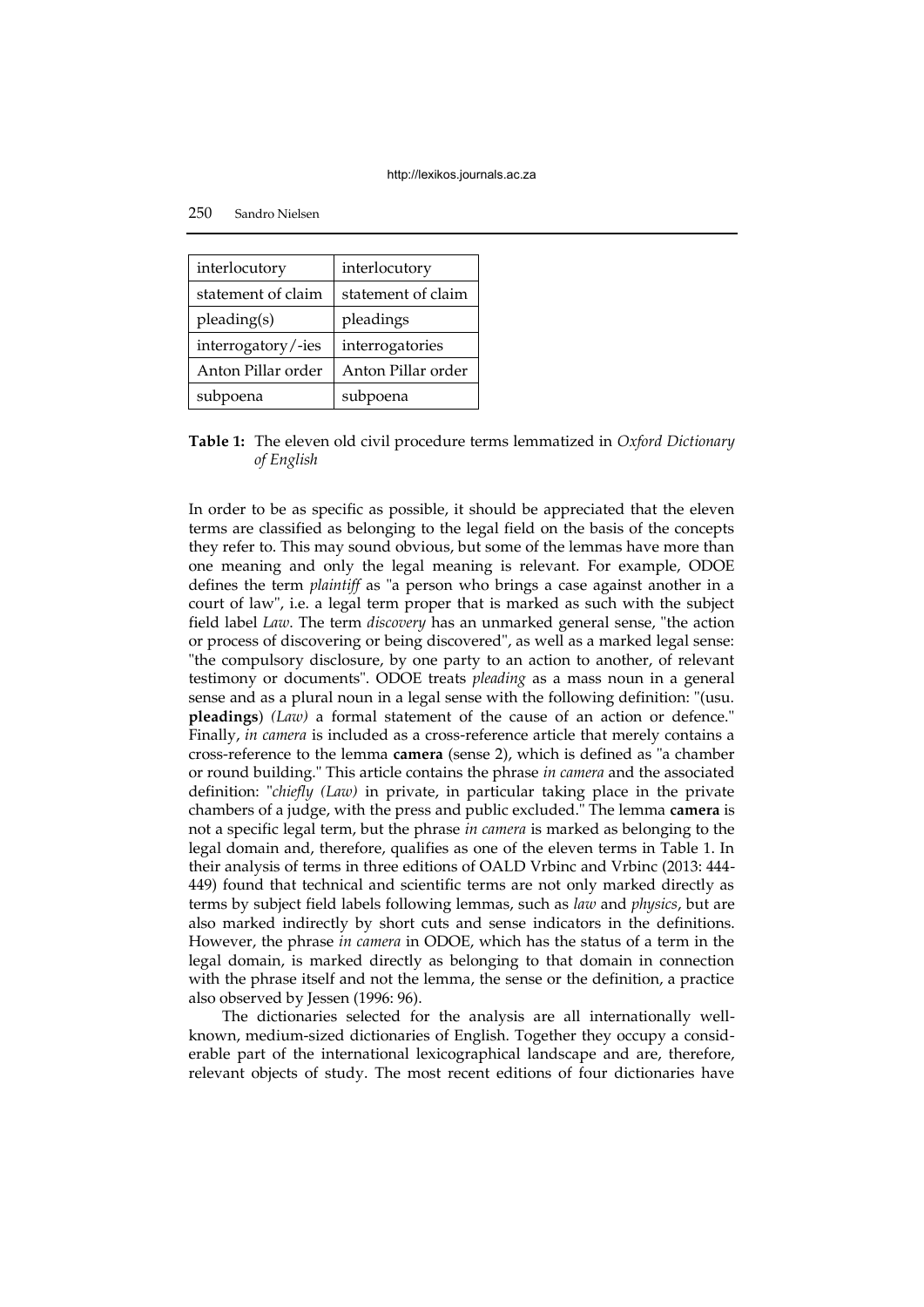| interlocutory | interlocutory |
|---|---|
| statement of claim | statement of claim |
| pleading(s) | pleadings |
| interrogatory/-ies | interrogatories |
| Anton Pillar order | Anton Pillar order |
| subpoena | subpoena |

**Table 1:** The eleven old civil procedure terms lemmatized in *Oxford Dictionary of English*

In order to be as specific as possible, it should be appreciated that the eleven terms are classified as belonging to the legal field on the basis of the concepts they refer to. This may sound obvious, but some of the lemmas have more than one meaning and only the legal meaning is relevant. For example, ODOE defines the term *plaintiff* as "a person who brings a case against another in a court of law", i.e. a legal term proper that is marked as such with the subject field label *Law*. The term *discovery* has an unmarked general sense, "the action or process of discovering or being discovered", as well as a marked legal sense: "the compulsory disclosure, by one party to an action to another, of relevant testimony or documents". ODOE treats *pleading* as a mass noun in a general sense and as a plural noun in a legal sense with the following definition: "(usu. **pleadings**) *(Law)* a formal statement of the cause of an action or defence." Finally, *in camera* is included as a cross-reference article that merely contains a cross-reference to the lemma **camera** (sense 2), which is defined as "a chamber or round building." This article contains the phrase *in camera* and the associated definition: "*chiefly (Law)* in private, in particular taking place in the private chambers of a judge, with the press and public excluded." The lemma **camera** is not a specific legal term, but the phrase *in camera* is marked as belonging to the legal domain and, therefore, qualifies as one of the eleven terms in Table 1. In their analysis of terms in three editions of OALD Vrbinc and Vrbinc (2013: 444-449) found that technical and scientific terms are not only marked directly as terms by subject field labels following lemmas, such as *law* and *physics*, but are also marked indirectly by short cuts and sense indicators in the definitions. However, the phrase *in camera* in ODOE, which has the status of a term in the legal domain, is marked directly as belonging to that domain in connection with the phrase itself and not the lemma, the sense or the definition, a practice also observed by Jessen (1996: 96).

The dictionaries selected for the analysis are all internationally well-known, medium-sized dictionaries of English. Together they occupy a considerable part of the international lexicographical landscape and are, therefore, relevant objects of study. The most recent editions of four dictionaries have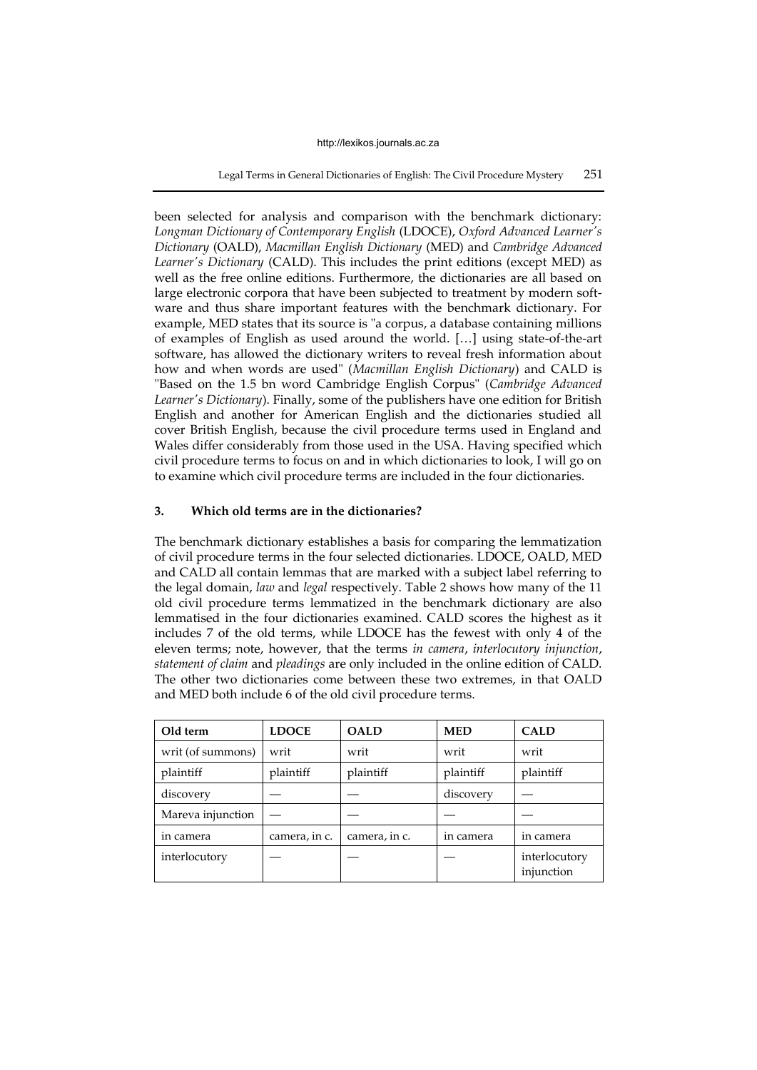been selected for analysis and comparison with the benchmark dictionary: *Longman Dictionary of Contemporary English* (LDOCE), *Oxford Advanced Learner's Dictionary* (OALD), *Macmillan English Dictionary* (MED) and *Cambridge Advanced Learner's Dictionary* (CALD). This includes the print editions (except MED) as well as the free online editions. Furthermore, the dictionaries are all based on large electronic corpora that have been subjected to treatment by modern software and thus share important features with the benchmark dictionary. For example, MED states that its source is "a corpus, a database containing millions of examples of English as used around the world. […] using state-of-the-art software, has allowed the dictionary writers to reveal fresh information about how and when words are used" (*Macmillan English Dictionary*) and CALD is "Based on the 1.5 bn word Cambridge English Corpus" (*Cambridge Advanced Learner's Dictionary*). Finally, some of the publishers have one edition for British English and another for American English and the dictionaries studied all cover British English, because the civil procedure terms used in England and Wales differ considerably from those used in the USA. Having specified which civil procedure terms to focus on and in which dictionaries to look, I will go on to examine which civil procedure terms are included in the four dictionaries.

## 3. Which old terms are in the dictionaries?

The benchmark dictionary establishes a basis for comparing the lemmatization of civil procedure terms in the four selected dictionaries. LDOCE, OALD, MED and CALD all contain lemmas that are marked with a subject label referring to the legal domain, *law* and *legal* respectively. Table 2 shows how many of the 11 old civil procedure terms lemmatized in the benchmark dictionary are also lemmatised in the four dictionaries examined. CALD scores the highest as it includes 7 of the old terms, while LDOCE has the fewest with only 4 of the eleven terms; note, however, that the terms *in camera*, *interlocutory injunction*, *statement of claim* and *pleadings* are only included in the online edition of CALD. The other two dictionaries come between these two extremes, in that OALD and MED both include 6 of the old civil procedure terms.

| Old term | LDOCE | OALD | MED | CALD |
|---|---|---|---|---|
| writ (of summons) | writ | writ | writ | writ |
| plaintiff | plaintiff | plaintiff | plaintiff | plaintiff |
| discovery | — | — | discovery | — |
| Mareva injunction | — | — | — | — |
| in camera | camera, in c. | camera, in c. | in camera | in camera |
| interlocutory | — | — | — | interlocutory injunction |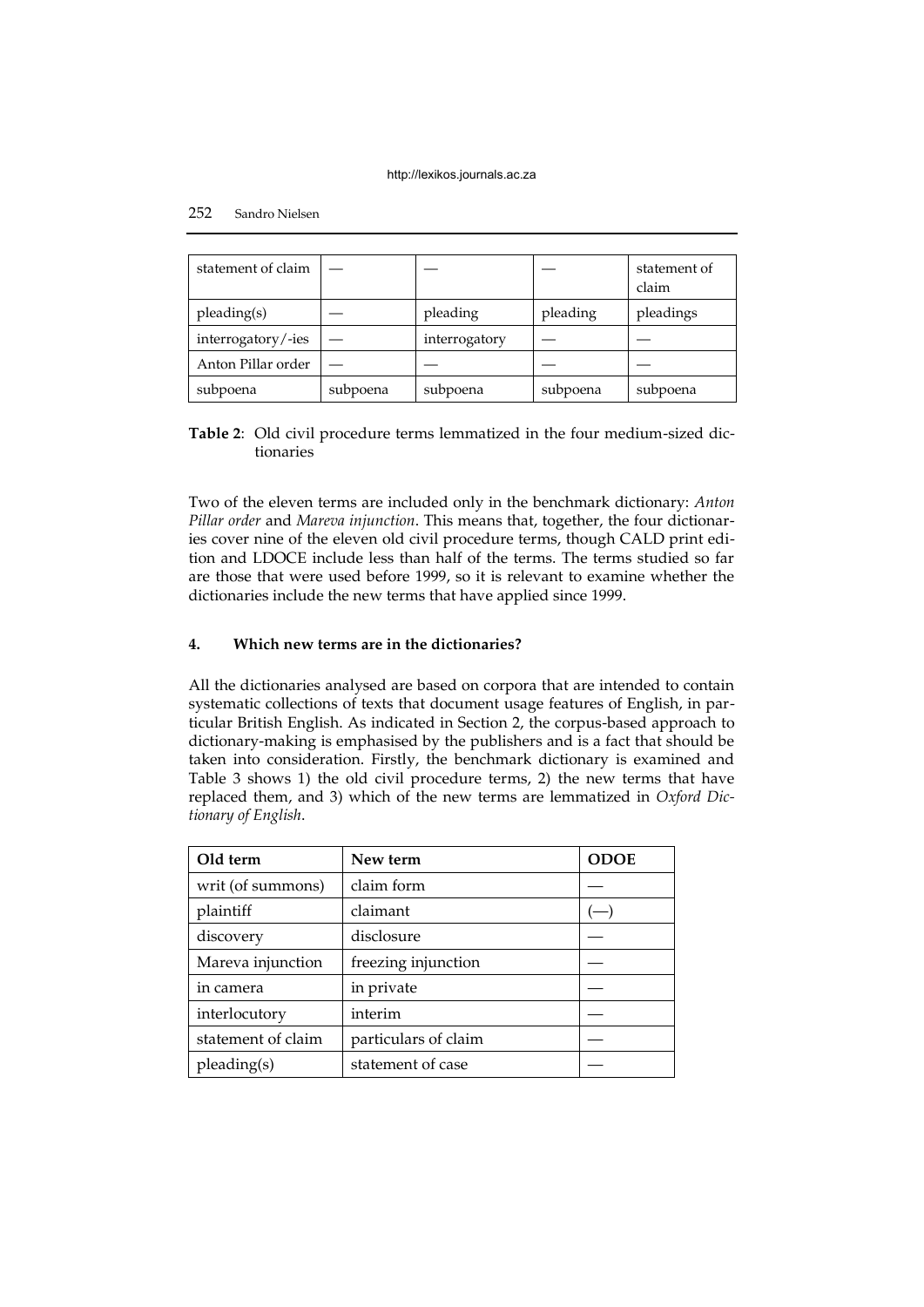| statement of claim | — | — | — | statement of claim |
|---|---|---|---|---|
| pleading(s) | — | pleading | pleading | pleadings |
| interrogatory/-ies | — | interrogatory | — | — |
| Anton Pillar order | — | — | — | — |
| subpoena | subpoena | subpoena | subpoena | subpoena |

**Table 2**: Old civil procedure terms lemmatized in the four medium-sized dictionaries

Two of the eleven terms are included only in the benchmark dictionary: *Anton Pillar order* and *Mareva injunction*. This means that, together, the four dictionaries cover nine of the eleven old civil procedure terms, though CALD print edition and LDOCE include less than half of the terms. The terms studied so far are those that were used before 1999, so it is relevant to examine whether the dictionaries include the new terms that have applied since 1999.

#### 4. Which new terms are in the dictionaries?

All the dictionaries analysed are based on corpora that are intended to contain systematic collections of texts that document usage features of English, in particular British English. As indicated in Section 2, the corpus-based approach to dictionary-making is emphasised by the publishers and is a fact that should be taken into consideration. Firstly, the benchmark dictionary is examined and Table 3 shows 1) the old civil procedure terms, 2) the new terms that have replaced them, and 3) which of the new terms are lemmatized in *Oxford Dictionary of English*.

| Old term | New term | ODOE |
|---|---|---|
| writ (of summons) | claim form | — |
| plaintiff | claimant | (—) |
| discovery | disclosure | — |
| Mareva injunction | freezing injunction | — |
| in camera | in private | — |
| interlocutory | interim | — |
| statement of claim | particulars of claim | — |
| pleading(s) | statement of case | — |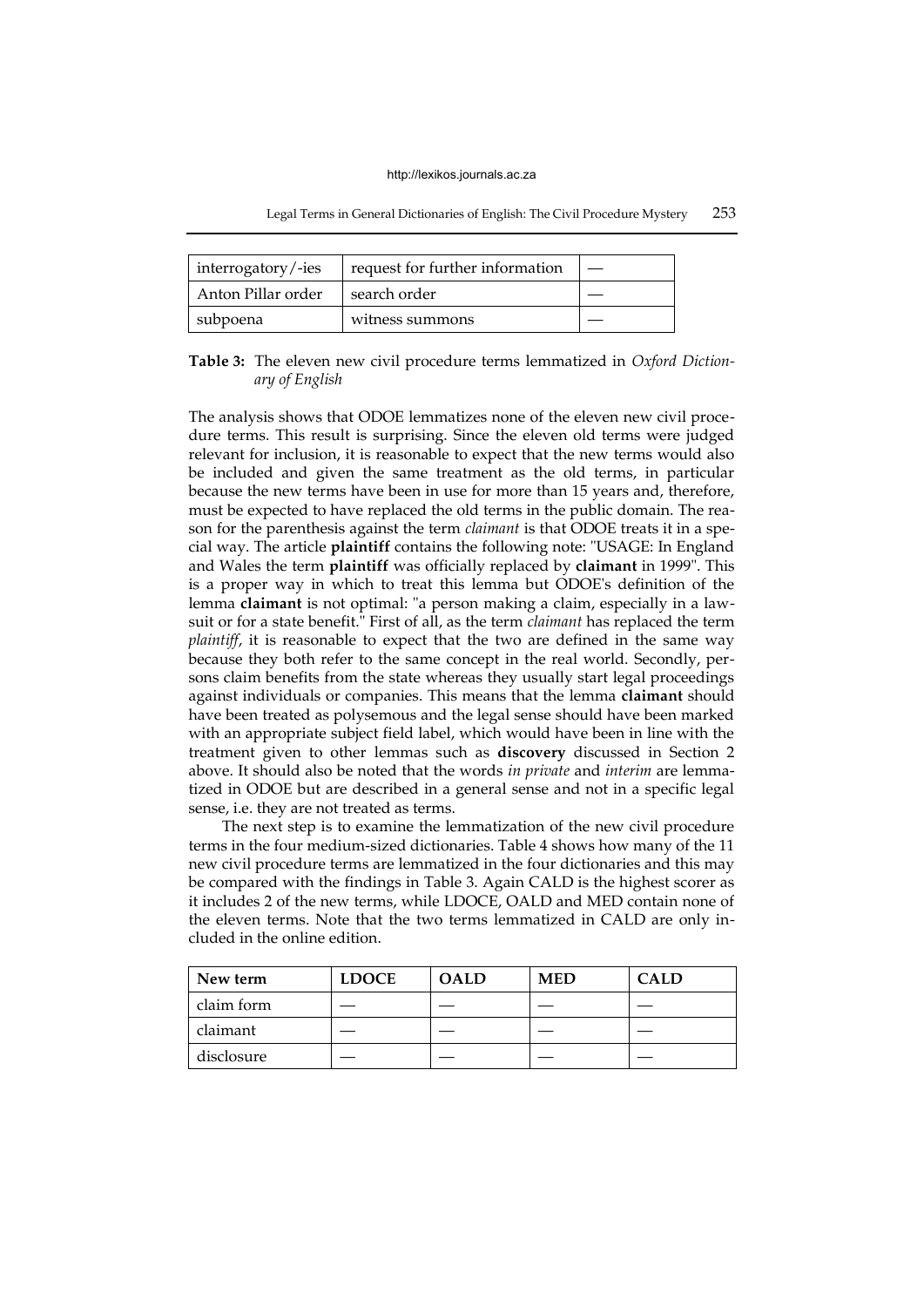| interrogatory/-ies | request for further information | — |
| --- | --- | --- |
| Anton Pillar order | search order | — |
| subpoena | witness summons | — |

**Table 3:** The eleven new civil procedure terms lemmatized in *Oxford Dictionary of English*

The analysis shows that ODOE lemmatizes none of the eleven new civil procedure terms. This result is surprising. Since the eleven old terms were judged relevant for inclusion, it is reasonable to expect that the new terms would also be included and given the same treatment as the old terms, in particular because the new terms have been in use for more than 15 years and, therefore, must be expected to have replaced the old terms in the public domain. The reason for the parenthesis against the term *claimant* is that ODOE treats it in a special way. The article **plaintiff** contains the following note: "USAGE: In England and Wales the term **plaintiff** was officially replaced by **claimant** in 1999". This is a proper way in which to treat this lemma but ODOE's definition of the lemma **claimant** is not optimal: "a person making a claim, especially in a lawsuit or for a state benefit." First of all, as the term *claimant* has replaced the term *plaintiff*, it is reasonable to expect that the two are defined in the same way because they both refer to the same concept in the real world. Secondly, persons claim benefits from the state whereas they usually start legal proceedings against individuals or companies. This means that the lemma **claimant** should have been treated as polysemous and the legal sense should have been marked with an appropriate subject field label, which would have been in line with the treatment given to other lemmas such as **discovery** discussed in Section 2 above. It should also be noted that the words *in private* and *interim* are lemmatized in ODOE but are described in a general sense and not in a specific legal sense, i.e. they are not treated as terms.

The next step is to examine the lemmatization of the new civil procedure terms in the four medium-sized dictionaries. Table 4 shows how many of the 11 new civil procedure terms are lemmatized in the four dictionaries and this may be compared with the findings in Table 3. Again CALD is the highest scorer as it includes 2 of the new terms, while LDOCE, OALD and MED contain none of the eleven terms. Note that the two terms lemmatized in CALD are only included in the online edition.

| New term | LDOCE | OALD | MED | CALD |
| --- | --- | --- | --- | --- |
| claim form | — | — | — | — |
| claimant | — | — | — | — |
| disclosure | — | — | — | — |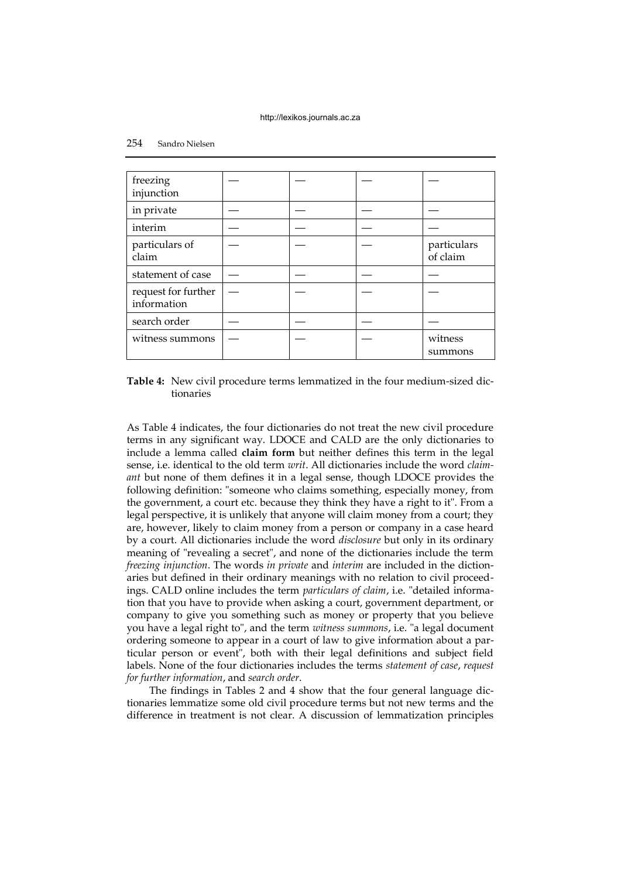| freezing injunction | — | — | — | — |
|---|---|---|---|---|
| in private | — | — | — | — |
| interim | — | — | — | — |
| particulars of claim | — | — | — | particulars of claim |
| statement of case | — | — | — | — |
| request for further information | — | — | — | — |
| search order | — | — | — | — |
| witness summons | — | — | — | witness summons |

**Table 4:** New civil procedure terms lemmatized in the four medium-sized dictionaries

As Table 4 indicates, the four dictionaries do not treat the new civil procedure terms in any significant way. LDOCE and CALD are the only dictionaries to include a lemma called **claim form** but neither defines this term in the legal sense, i.e. identical to the old term *writ*. All dictionaries include the word *claimant* but none of them defines it in a legal sense, though LDOCE provides the following definition: "someone who claims something, especially money, from the government, a court etc. because they think they have a right to it". From a legal perspective, it is unlikely that anyone will claim money from a court; they are, however, likely to claim money from a person or company in a case heard by a court. All dictionaries include the word *disclosure* but only in its ordinary meaning of "revealing a secret", and none of the dictionaries include the term *freezing injunction*. The words *in private* and *interim* are included in the dictionaries but defined in their ordinary meanings with no relation to civil proceedings. CALD online includes the term *particulars of claim*, i.e. "detailed information that you have to provide when asking a court, government department, or company to give you something such as money or property that you believe you have a legal right to", and the term *witness summons*, i.e. "a legal document ordering someone to appear in a court of law to give information about a particular person or event", both with their legal definitions and subject field labels. None of the four dictionaries includes the terms *statement of case*, *request for further information*, and *search order*.

The findings in Tables 2 and 4 show that the four general language dictionaries lemmatize some old civil procedure terms but not new terms and the difference in treatment is not clear. A discussion of lemmatization principles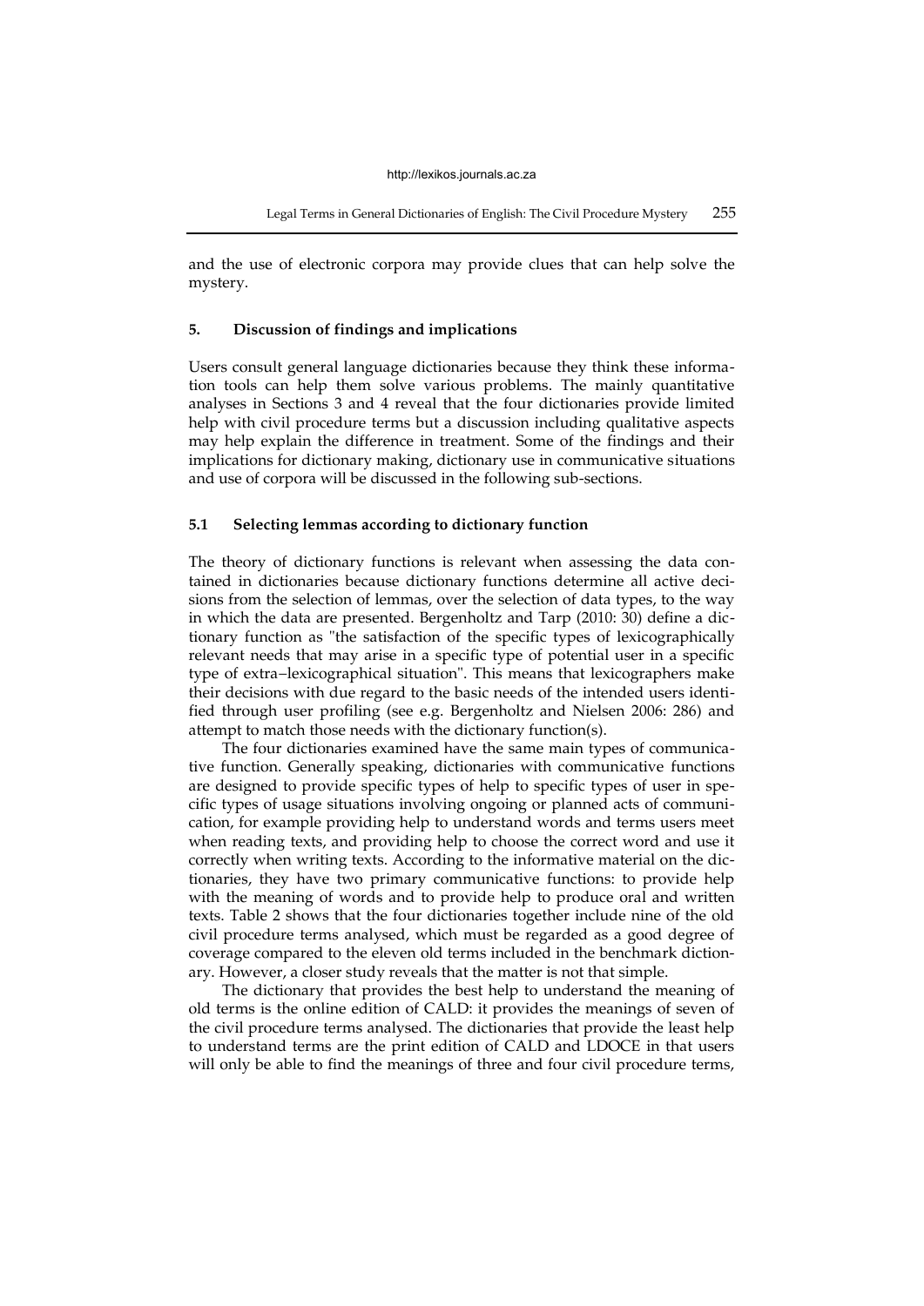and the use of electronic corpora may provide clues that can help solve the mystery.

## 5. Discussion of findings and implications

Users consult general language dictionaries because they think these information tools can help them solve various problems. The mainly quantitative analyses in Sections 3 and 4 reveal that the four dictionaries provide limited help with civil procedure terms but a discussion including qualitative aspects may help explain the difference in treatment. Some of the findings and their implications for dictionary making, dictionary use in communicative situations and use of corpora will be discussed in the following sub-sections.

### 5.1 Selecting lemmas according to dictionary function

The theory of dictionary functions is relevant when assessing the data contained in dictionaries because dictionary functions determine all active decisions from the selection of lemmas, over the selection of data types, to the way in which the data are presented. Bergenholtz and Tarp (2010: 30) define a dictionary function as "the satisfaction of the specific types of lexicographically relevant needs that may arise in a specific type of potential user in a specific type of extra−lexicographical situation". This means that lexicographers make their decisions with due regard to the basic needs of the intended users identified through user profiling (see e.g. Bergenholtz and Nielsen 2006: 286) and attempt to match those needs with the dictionary function(s).

The four dictionaries examined have the same main types of communicative function. Generally speaking, dictionaries with communicative functions are designed to provide specific types of help to specific types of user in specific types of usage situations involving ongoing or planned acts of communication, for example providing help to understand words and terms users meet when reading texts, and providing help to choose the correct word and use it correctly when writing texts. According to the informative material on the dictionaries, they have two primary communicative functions: to provide help with the meaning of words and to provide help to produce oral and written texts. Table 2 shows that the four dictionaries together include nine of the old civil procedure terms analysed, which must be regarded as a good degree of coverage compared to the eleven old terms included in the benchmark dictionary. However, a closer study reveals that the matter is not that simple.

The dictionary that provides the best help to understand the meaning of old terms is the online edition of CALD: it provides the meanings of seven of the civil procedure terms analysed. The dictionaries that provide the least help to understand terms are the print edition of CALD and LDOCE in that users will only be able to find the meanings of three and four civil procedure terms,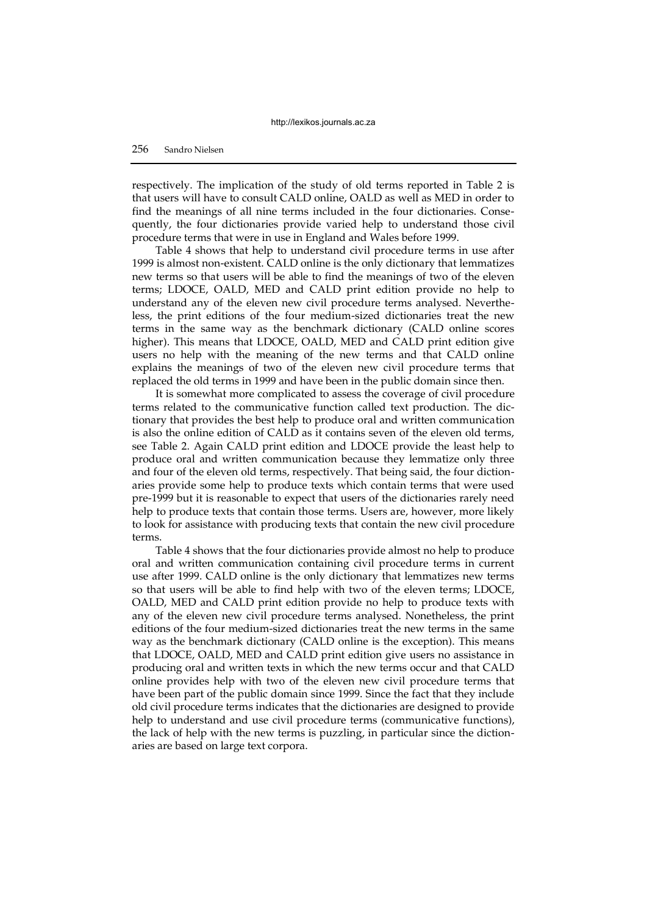respectively. The implication of the study of old terms reported in Table 2 is that users will have to consult CALD online, OALD as well as MED in order to find the meanings of all nine terms included in the four dictionaries. Consequently, the four dictionaries provide varied help to understand those civil procedure terms that were in use in England and Wales before 1999.

Table 4 shows that help to understand civil procedure terms in use after 1999 is almost non-existent. CALD online is the only dictionary that lemmatizes new terms so that users will be able to find the meanings of two of the eleven terms; LDOCE, OALD, MED and CALD print edition provide no help to understand any of the eleven new civil procedure terms analysed. Nevertheless, the print editions of the four medium-sized dictionaries treat the new terms in the same way as the benchmark dictionary (CALD online scores higher). This means that LDOCE, OALD, MED and CALD print edition give users no help with the meaning of the new terms and that CALD online explains the meanings of two of the eleven new civil procedure terms that replaced the old terms in 1999 and have been in the public domain since then.

It is somewhat more complicated to assess the coverage of civil procedure terms related to the communicative function called text production. The dictionary that provides the best help to produce oral and written communication is also the online edition of CALD as it contains seven of the eleven old terms, see Table 2. Again CALD print edition and LDOCE provide the least help to produce oral and written communication because they lemmatize only three and four of the eleven old terms, respectively. That being said, the four dictionaries provide some help to produce texts which contain terms that were used pre-1999 but it is reasonable to expect that users of the dictionaries rarely need help to produce texts that contain those terms. Users are, however, more likely to look for assistance with producing texts that contain the new civil procedure terms.

Table 4 shows that the four dictionaries provide almost no help to produce oral and written communication containing civil procedure terms in current use after 1999. CALD online is the only dictionary that lemmatizes new terms so that users will be able to find help with two of the eleven terms; LDOCE, OALD, MED and CALD print edition provide no help to produce texts with any of the eleven new civil procedure terms analysed. Nonetheless, the print editions of the four medium-sized dictionaries treat the new terms in the same way as the benchmark dictionary (CALD online is the exception). This means that LDOCE, OALD, MED and CALD print edition give users no assistance in producing oral and written texts in which the new terms occur and that CALD online provides help with two of the eleven new civil procedure terms that have been part of the public domain since 1999. Since the fact that they include old civil procedure terms indicates that the dictionaries are designed to provide help to understand and use civil procedure terms (communicative functions), the lack of help with the new terms is puzzling, in particular since the dictionaries are based on large text corpora.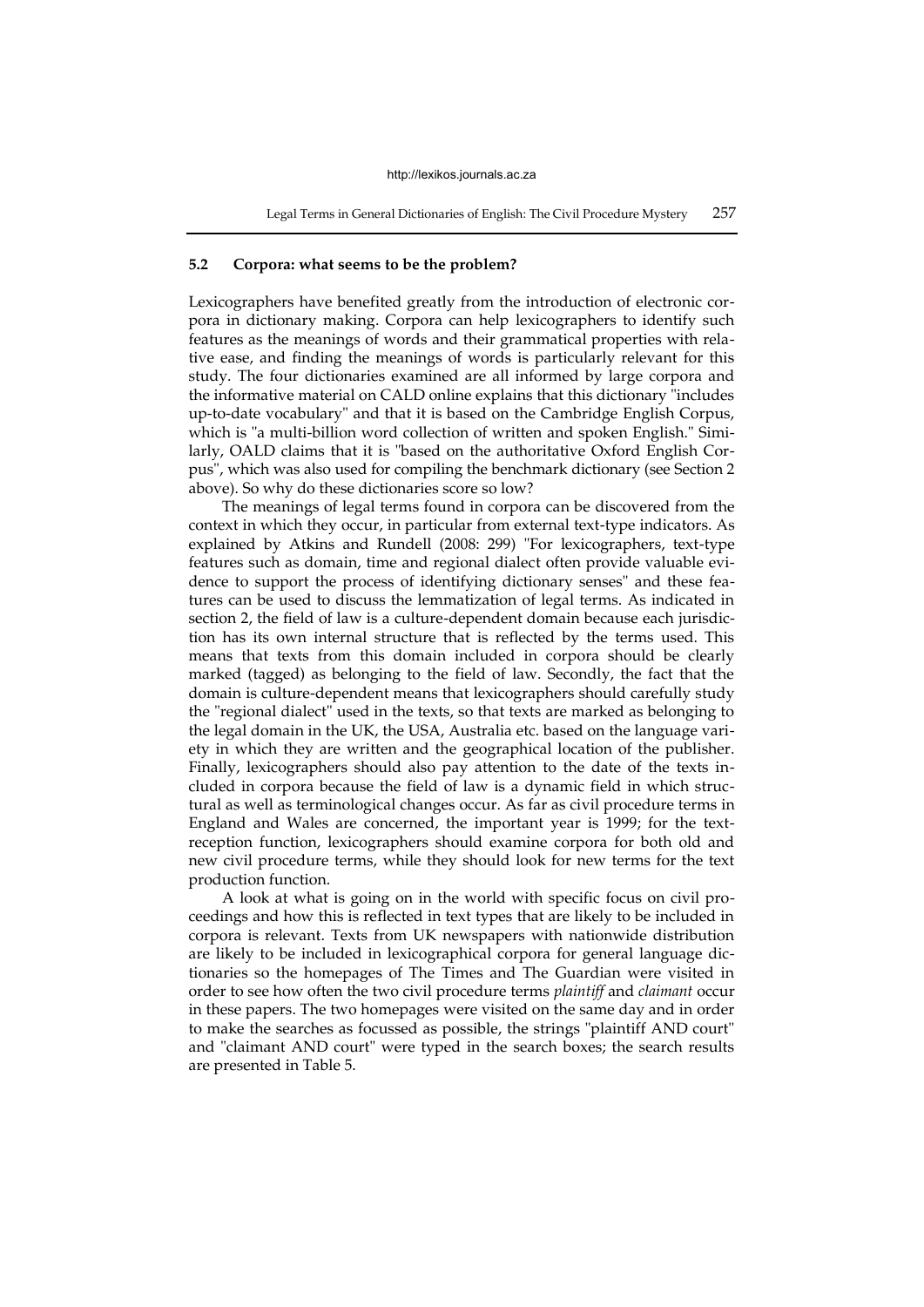### 5.2 Corpora: what seems to be the problem?

Lexicographers have benefited greatly from the introduction of electronic corpora in dictionary making. Corpora can help lexicographers to identify such features as the meanings of words and their grammatical properties with relative ease, and finding the meanings of words is particularly relevant for this study. The four dictionaries examined are all informed by large corpora and the informative material on CALD online explains that this dictionary "includes up-to-date vocabulary" and that it is based on the Cambridge English Corpus, which is "a multi-billion word collection of written and spoken English." Similarly, OALD claims that it is "based on the authoritative Oxford English Corpus", which was also used for compiling the benchmark dictionary (see Section 2 above). So why do these dictionaries score so low?

The meanings of legal terms found in corpora can be discovered from the context in which they occur, in particular from external text-type indicators. As explained by Atkins and Rundell (2008: 299) "For lexicographers, text-type features such as domain, time and regional dialect often provide valuable evidence to support the process of identifying dictionary senses" and these features can be used to discuss the lemmatization of legal terms. As indicated in section 2, the field of law is a culture-dependent domain because each jurisdiction has its own internal structure that is reflected by the terms used. This means that texts from this domain included in corpora should be clearly marked (tagged) as belonging to the field of law. Secondly, the fact that the domain is culture-dependent means that lexicographers should carefully study the "regional dialect" used in the texts, so that texts are marked as belonging to the legal domain in the UK, the USA, Australia etc. based on the language variety in which they are written and the geographical location of the publisher. Finally, lexicographers should also pay attention to the date of the texts included in corpora because the field of law is a dynamic field in which structural as well as terminological changes occur. As far as civil procedure terms in England and Wales are concerned, the important year is 1999; for the text-reception function, lexicographers should examine corpora for both old and new civil procedure terms, while they should look for new terms for the text production function.

A look at what is going on in the world with specific focus on civil proceedings and how this is reflected in text types that are likely to be included in corpora is relevant. Texts from UK newspapers with nationwide distribution are likely to be included in lexicographical corpora for general language dictionaries so the homepages of The Times and The Guardian were visited in order to see how often the two civil procedure terms *plaintiff* and *claimant* occur in these papers. The two homepages were visited on the same day and in order to make the searches as focussed as possible, the strings "plaintiff AND court" and "claimant AND court" were typed in the search boxes; the search results are presented in Table 5.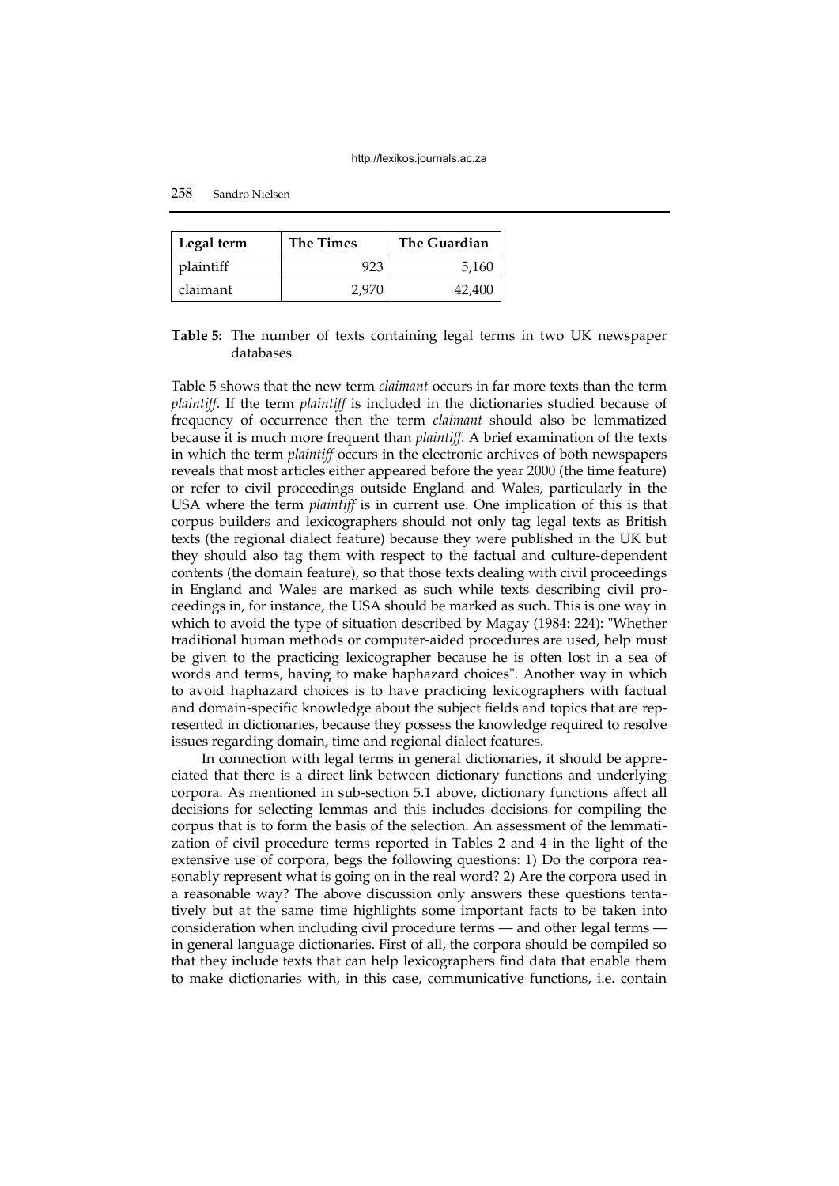| Legal term | The Times | The Guardian |
| --- | --- | --- |
| plaintiff | 923 | 5,160 |
| claimant | 2,970 | 42,400 |

**Table 5:** The number of texts containing legal terms in two UK newspaper databases

Table 5 shows that the new term *claimant* occurs in far more texts than the term *plaintiff*. If the term *plaintiff* is included in the dictionaries studied because of frequency of occurrence then the term *claimant* should also be lemmatized because it is much more frequent than *plaintiff*. A brief examination of the texts in which the term *plaintiff* occurs in the electronic archives of both newspapers reveals that most articles either appeared before the year 2000 (the time feature) or refer to civil proceedings outside England and Wales, particularly in the USA where the term *plaintiff* is in current use. One implication of this is that corpus builders and lexicographers should not only tag legal texts as British texts (the regional dialect feature) because they were published in the UK but they should also tag them with respect to the factual and culture-dependent contents (the domain feature), so that those texts dealing with civil proceedings in England and Wales are marked as such while texts describing civil proceedings in, for instance, the USA should be marked as such. This is one way in which to avoid the type of situation described by Magay (1984: 224): "Whether traditional human methods or computer-aided procedures are used, help must be given to the practicing lexicographer because he is often lost in a sea of words and terms, having to make haphazard choices". Another way in which to avoid haphazard choices is to have practicing lexicographers with factual and domain-specific knowledge about the subject fields and topics that are represented in dictionaries, because they possess the knowledge required to resolve issues regarding domain, time and regional dialect features.

In connection with legal terms in general dictionaries, it should be appreciated that there is a direct link between dictionary functions and underlying corpora. As mentioned in sub-section 5.1 above, dictionary functions affect all decisions for selecting lemmas and this includes decisions for compiling the corpus that is to form the basis of the selection. An assessment of the lemmatization of civil procedure terms reported in Tables 2 and 4 in the light of the extensive use of corpora, begs the following questions: 1) Do the corpora reasonably represent what is going on in the real word? 2) Are the corpora used in a reasonable way? The above discussion only answers these questions tentatively but at the same time highlights some important facts to be taken into consideration when including civil procedure terms — and other legal terms — in general language dictionaries. First of all, the corpora should be compiled so that they include texts that can help lexicographers find data that enable them to make dictionaries with, in this case, communicative functions, i.e. contain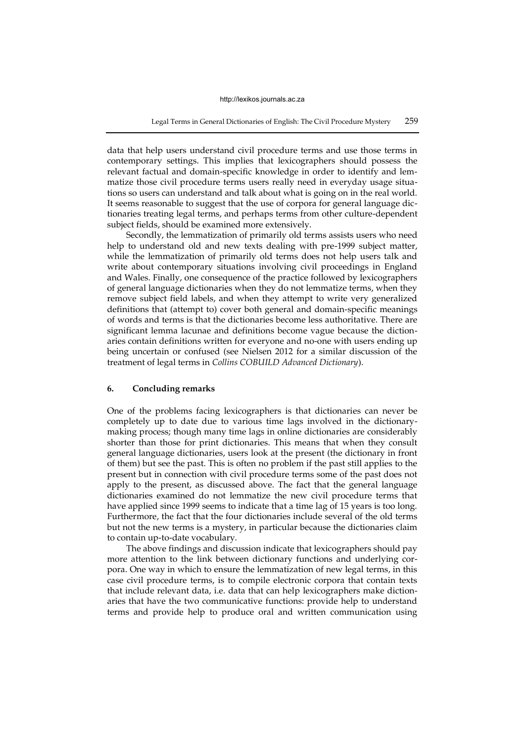data that help users understand civil procedure terms and use those terms in contemporary settings. This implies that lexicographers should possess the relevant factual and domain-specific knowledge in order to identify and lemmatize those civil procedure terms users really need in everyday usage situations so users can understand and talk about what is going on in the real world. It seems reasonable to suggest that the use of corpora for general language dictionaries treating legal terms, and perhaps terms from other culture-dependent subject fields, should be examined more extensively.

Secondly, the lemmatization of primarily old terms assists users who need help to understand old and new texts dealing with pre-1999 subject matter, while the lemmatization of primarily old terms does not help users talk and write about contemporary situations involving civil proceedings in England and Wales. Finally, one consequence of the practice followed by lexicographers of general language dictionaries when they do not lemmatize terms, when they remove subject field labels, and when they attempt to write very generalized definitions that (attempt to) cover both general and domain-specific meanings of words and terms is that the dictionaries become less authoritative. There are significant lemma lacunae and definitions become vague because the dictionaries contain definitions written for everyone and no-one with users ending up being uncertain or confused (see Nielsen 2012 for a similar discussion of the treatment of legal terms in *Collins COBUILD Advanced Dictionary*).

## 6. Concluding remarks

One of the problems facing lexicographers is that dictionaries can never be completely up to date due to various time lags involved in the dictionary-making process; though many time lags in online dictionaries are considerably shorter than those for print dictionaries. This means that when they consult general language dictionaries, users look at the present (the dictionary in front of them) but see the past. This is often no problem if the past still applies to the present but in connection with civil procedure terms some of the past does not apply to the present, as discussed above. The fact that the general language dictionaries examined do not lemmatize the new civil procedure terms that have applied since 1999 seems to indicate that a time lag of 15 years is too long. Furthermore, the fact that the four dictionaries include several of the old terms but not the new terms is a mystery, in particular because the dictionaries claim to contain up-to-date vocabulary.

The above findings and discussion indicate that lexicographers should pay more attention to the link between dictionary functions and underlying corpora. One way in which to ensure the lemmatization of new legal terms, in this case civil procedure terms, is to compile electronic corpora that contain texts that include relevant data, i.e. data that can help lexicographers make dictionaries that have the two communicative functions: provide help to understand terms and provide help to produce oral and written communication using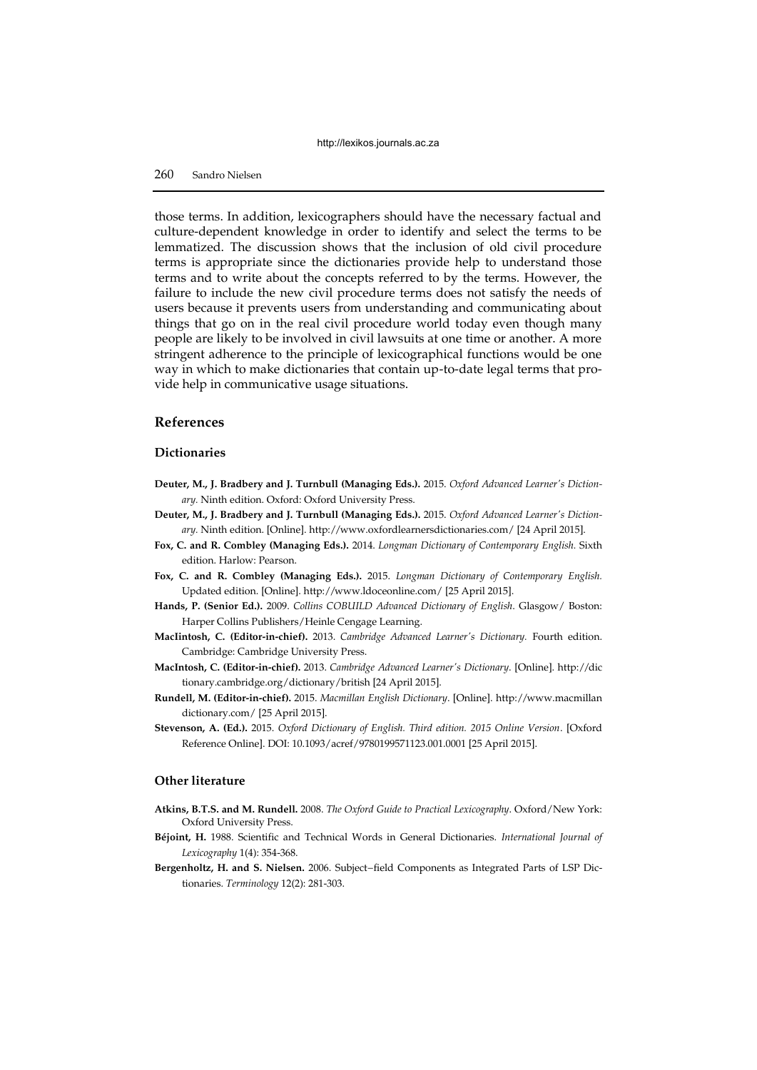those terms. In addition, lexicographers should have the necessary factual and culture-dependent knowledge in order to identify and select the terms to be lemmatized. The discussion shows that the inclusion of old civil procedure terms is appropriate since the dictionaries provide help to understand those terms and to write about the concepts referred to by the terms. However, the failure to include the new civil procedure terms does not satisfy the needs of users because it prevents users from understanding and communicating about things that go on in the real civil procedure world today even though many people are likely to be involved in civil lawsuits at one time or another. A more stringent adherence to the principle of lexicographical functions would be one way in which to make dictionaries that contain up-to-date legal terms that provide help in communicative usage situations.

## References

### Dictionaries

**Deuter, M., J. Bradbery and J. Turnbull (Managing Eds.).** 2015. *Oxford Advanced Learner's Dictionary.* Ninth edition. Oxford: Oxford University Press.

**Deuter, M., J. Bradbery and J. Turnbull (Managing Eds.).** 2015. *Oxford Advanced Learner's Dictionary.* Ninth edition. [Online]. http://www.oxfordlearnersdictionaries.com/ [24 April 2015].

**Fox, C. and R. Combley (Managing Eds.).** 2014. *Longman Dictionary of Contemporary English.* Sixth edition. Harlow: Pearson.

**Fox, C. and R. Combley (Managing Eds.).** 2015. *Longman Dictionary of Contemporary English.* Updated edition. [Online]. http://www.ldoceonline.com/ [25 April 2015].

**Hands, P. (Senior Ed.).** 2009. *Collins COBUILD Advanced Dictionary of English.* Glasgow/ Boston: Harper Collins Publishers/Heinle Cengage Learning.

**MacIintosh, C. (Editor-in-chief).** 2013. *Cambridge Advanced Learner's Dictionary.* Fourth edition. Cambridge: Cambridge University Press.

**MacIntosh, C. (Editor-in-chief).** 2013. *Cambridge Advanced Learner's Dictionary.* [Online]. http://dictionary.cambridge.org/dictionary/british [24 April 2015].

**Rundell, M. (Editor-in-chief).** 2015. *Macmillan English Dictionary.* [Online]. http://www.macmillandictionary.com/ [25 April 2015].

**Stevenson, A. (Ed.).** 2015. *Oxford Dictionary of English. Third edition. 2015 Online Version.* [Oxford Reference Online]. DOI: 10.1093/acref/9780199571123.001.0001 [25 April 2015].

### Other literature

**Atkins, B.T.S. and M. Rundell.** 2008. *The Oxford Guide to Practical Lexicography.* Oxford/New York: Oxford University Press.

**Béjoint, H.** 1988. Scientific and Technical Words in General Dictionaries. *International Journal of Lexicography* 1(4): 354-368.

**Bergenholtz, H. and S. Nielsen.** 2006. Subject–field Components as Integrated Parts of LSP Dictionaries. *Terminology* 12(2): 281-303.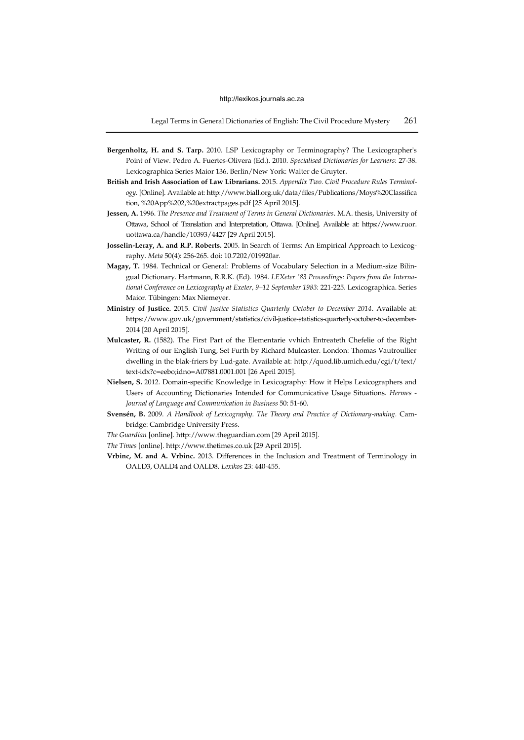**Bergenholtz, H. and S. Tarp.** 2010. LSP Lexicography or Terminography? The Lexicographer's Point of View. Pedro A. Fuertes-Olivera (Ed.). 2010. *Specialised Dictionaries for Learners*: 27-38. Lexicographica Series Maior 136. Berlin/New York: Walter de Gruyter.

**British and Irish Association of Law Librarians.** 2015. *Appendix Two. Civil Procedure Rules Terminology*. [Online]. Available at: http://www.biall.org.uk/data/files/Publications/Moys%20Classification,%20App%202,%20extractpages.pdf [25 April 2015].

**Jessen, A.** 1996. *The Presence and Treatment of Terms in General Dictionaries*. M.A. thesis, University of Ottawa, School of Translation and Interpretation, Ottawa. [Online]. Available at: https://www.ruor.uottawa.ca/handle/10393/4427 [29 April 2015].

**Josselin-Leray, A. and R.P. Roberts.** 2005. In Search of Terms: An Empirical Approach to Lexicography. *Meta* 50(4): 256-265. doi: 10.7202/019920ar.

**Magay, T.** 1984. Technical or General: Problems of Vocabulary Selection in a Medium-size Bilingual Dictionary. Hartmann, R.R.K. (Ed). 1984. *LEXeter '83 Proceedings: Papers from the International Conference on Lexicography at Exeter, 9–12 September 1983*: 221-225. Lexicographica. Series Maior. Tübingen: Max Niemeyer.

**Ministry of Justice.** 2015. *Civil Justice Statistics Quarterly October to December 2014*. Available at: https://www.gov.uk/government/statistics/civil-justice-statistics-quarterly-october-to-december-2014 [20 April 2015].

**Mulcaster, R.** (1582). The First Part of the Elementarie vvhich Entreateth Chefelie of the Right Writing of our English Tung, Set Furth by Richard Mulcaster. London: Thomas Vautroullier dwelling in the blak-friers by Lud-gate. Available at: http://quod.lib.umich.edu/cgi/t/text/text-idx?c=eebo;idno=A07881.0001.001 [26 April 2015].

**Nielsen, S.** 2012. Domain-specific Knowledge in Lexicography: How it Helps Lexicographers and Users of Accounting Dictionaries Intended for Communicative Usage Situations. *Hermes - Journal of Language and Communication in Business* 50: 51-60.

**Svensén, B.** 2009. *A Handbook of Lexicography. The Theory and Practice of Dictionary-making*. Cambridge: Cambridge University Press.

*The Guardian* [online]. http://www.theguardian.com [29 April 2015].

*The Times* [online]. http://www.thetimes.co.uk [29 April 2015].

**Vrbinc, M. and A. Vrbinc.** 2013. Differences in the Inclusion and Treatment of Terminology in OALD3, OALD4 and OALD8. *Lexikos* 23: 440-455.